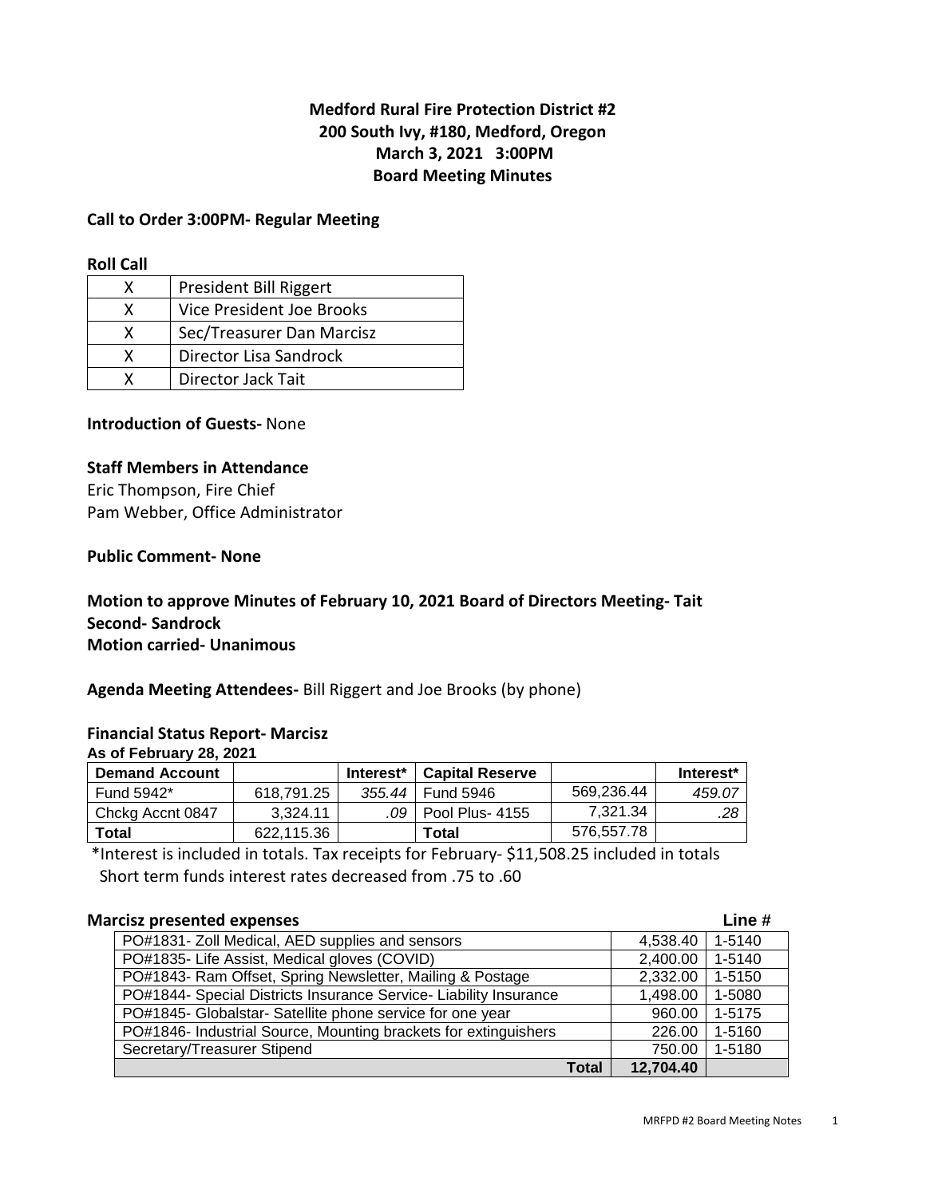# Medford Rural Fire Protection District #2
## 200 South Ivy, #180, Medford, Oregon
## March 3, 2021 3:00PM
## Board Meeting Minutes

**Call to Order 3:00PM- Regular Meeting**

**Roll Call**

| | |
|---|---|
| X | President Bill Riggert |
| X | Vice President Joe Brooks |
| X | Sec/Treasurer Dan Marcisz |
| X | Director Lisa Sandrock |
| X | Director Jack Tait |

**Introduction of Guests-** None

**Staff Members in Attendance**

Eric Thompson, Fire Chief
Pam Webber, Office Administrator

**Public Comment- None**

**Motion to approve Minutes of February 10, 2021 Board of Directors Meeting- Tait**
**Second- Sandrock**
**Motion carried- Unanimous**

**Agenda Meeting Attendees-** Bill Riggert and Joe Brooks (by phone)

**Financial Status Report- Marcisz**

**As of February 28, 2021**

| Demand Account | | Interest* | Capital Reserve | | Interest* |
|---|---|---|---|---|---|
| Fund 5942* | 618,791.25 | *355.44* | Fund 5946 | 569,236.44 | *459.07* |
| Chckg Accnt 0847 | 3,324.11 | *.09* | Pool Plus- 4155 | 7,321.34 | *.28* |
| **Total** | 622,115.36 | | **Total** | 576,557.78 | |

*Interest is included in totals. Tax receipts for February- $11,508.25 included in totals
Short term funds interest rates decreased from .75 to .60

**Marcisz presented expenses** **Line #**

| | | |
|---|---|---|
| PO#1831- Zoll Medical, AED supplies and sensors | 4,538.40 | 1-5140 |
| PO#1835- Life Assist, Medical gloves (COVID) | 2,400.00 | 1-5140 |
| PO#1843- Ram Offset, Spring Newsletter, Mailing & Postage | 2,332.00 | 1-5150 |
| PO#1844- Special Districts Insurance Service- Liability Insurance | 1,498.00 | 1-5080 |
| PO#1845- Globalstar- Satellite phone service for one year | 960.00 | 1-5175 |
| PO#1846- Industrial Source, Mounting brackets for extinguishers | 226.00 | 1-5160 |
| Secretary/Treasurer Stipend | 750.00 | 1-5180 |
| **Total** | **12,704.40** | |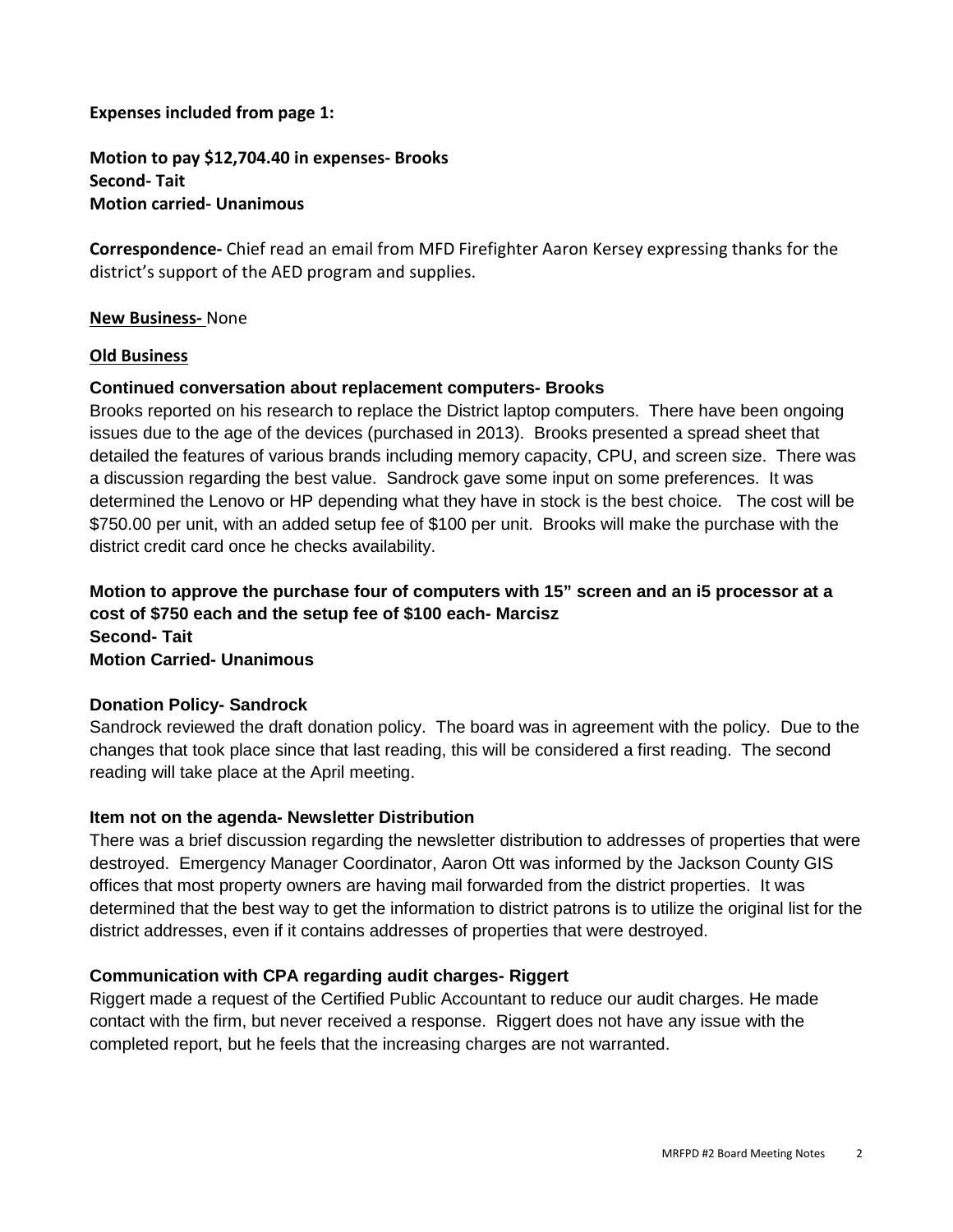**Expenses included from page 1:**

**Motion to pay $12,704.40 in expenses- Brooks**
**Second- Tait**
**Motion carried- Unanimous**

**Correspondence-** Chief read an email from MFD Firefighter Aaron Kersey expressing thanks for the district's support of the AED program and supplies.

**New Business-** None

**Old Business**

**Continued conversation about replacement computers- Brooks**

Brooks reported on his research to replace the District laptop computers. There have been ongoing issues due to the age of the devices (purchased in 2013). Brooks presented a spread sheet that detailed the features of various brands including memory capacity, CPU, and screen size. There was a discussion regarding the best value. Sandrock gave some input on some preferences. It was determined the Lenovo or HP depending what they have in stock is the best choice. The cost will be $750.00 per unit, with an added setup fee of $100 per unit. Brooks will make the purchase with the district credit card once he checks availability.

**Motion to approve the purchase four of computers with 15" screen and an i5 processor at a cost of $750 each and the setup fee of $100 each- Marcisz**
**Second- Tait**
**Motion Carried- Unanimous**

**Donation Policy- Sandrock**

Sandrock reviewed the draft donation policy. The board was in agreement with the policy. Due to the changes that took place since that last reading, this will be considered a first reading. The second reading will take place at the April meeting.

**Item not on the agenda- Newsletter Distribution**

There was a brief discussion regarding the newsletter distribution to addresses of properties that were destroyed. Emergency Manager Coordinator, Aaron Ott was informed by the Jackson County GIS offices that most property owners are having mail forwarded from the district properties. It was determined that the best way to get the information to district patrons is to utilize the original list for the district addresses, even if it contains addresses of properties that were destroyed.

**Communication with CPA regarding audit charges- Riggert**

Riggert made a request of the Certified Public Accountant to reduce our audit charges. He made contact with the firm, but never received a response. Riggert does not have any issue with the completed report, but he feels that the increasing charges are not warranted.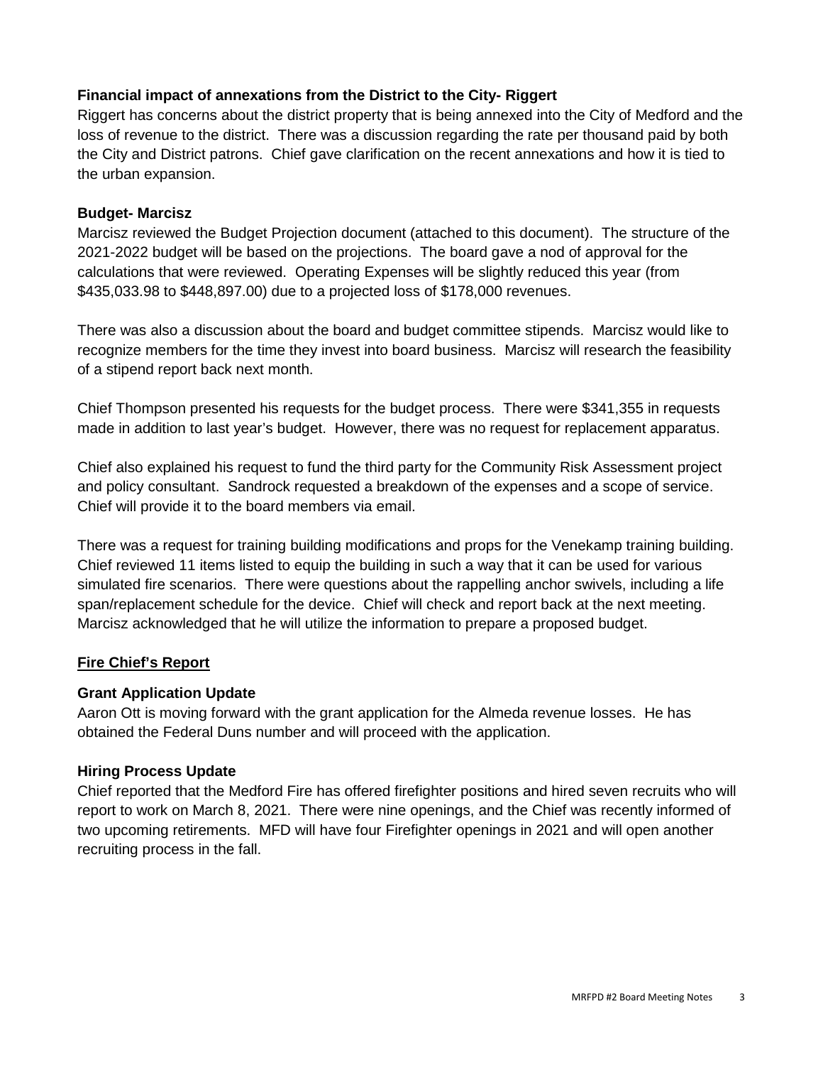**Financial impact of annexations from the District to the City- Riggert**

Riggert has concerns about the district property that is being annexed into the City of Medford and the loss of revenue to the district. There was a discussion regarding the rate per thousand paid by both the City and District patrons. Chief gave clarification on the recent annexations and how it is tied to the urban expansion.

**Budget- Marcisz**

Marcisz reviewed the Budget Projection document (attached to this document). The structure of the 2021-2022 budget will be based on the projections. The board gave a nod of approval for the calculations that were reviewed. Operating Expenses will be slightly reduced this year (from $435,033.98 to $448,897.00) due to a projected loss of $178,000 revenues.

There was also a discussion about the board and budget committee stipends. Marcisz would like to recognize members for the time they invest into board business. Marcisz will research the feasibility of a stipend report back next month.

Chief Thompson presented his requests for the budget process. There were $341,355 in requests made in addition to last year's budget. However, there was no request for replacement apparatus.

Chief also explained his request to fund the third party for the Community Risk Assessment project and policy consultant. Sandrock requested a breakdown of the expenses and a scope of service. Chief will provide it to the board members via email.

There was a request for training building modifications and props for the Venekamp training building. Chief reviewed 11 items listed to equip the building in such a way that it can be used for various simulated fire scenarios. There were questions about the rappelling anchor swivels, including a life span/replacement schedule for the device. Chief will check and report back at the next meeting. Marcisz acknowledged that he will utilize the information to prepare a proposed budget.

## <u>Fire Chief's Report</u>

**Grant Application Update**

Aaron Ott is moving forward with the grant application for the Almeda revenue losses. He has obtained the Federal Duns number and will proceed with the application.

**Hiring Process Update**

Chief reported that the Medford Fire has offered firefighter positions and hired seven recruits who will report to work on March 8, 2021. There were nine openings, and the Chief was recently informed of two upcoming retirements. MFD will have four Firefighter openings in 2021 and will open another recruiting process in the fall.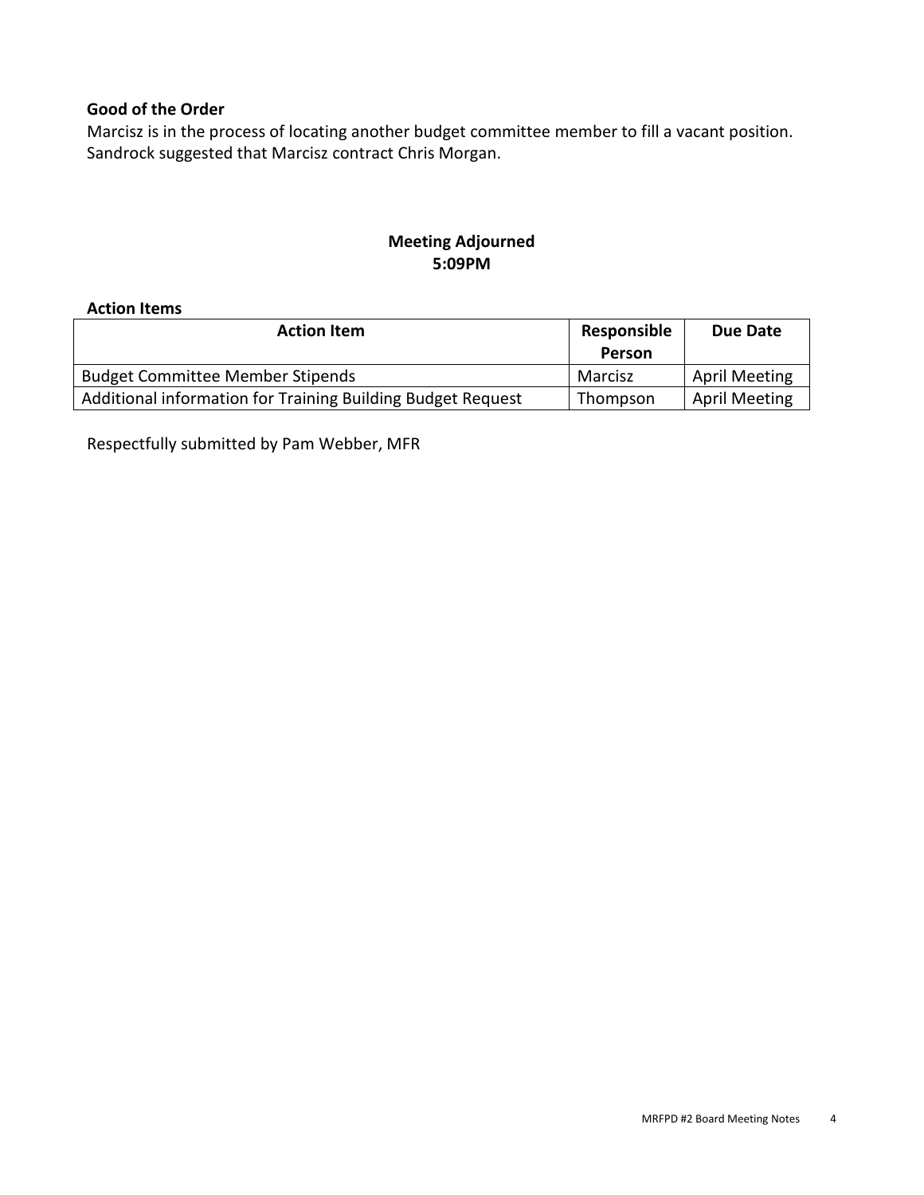### Good of the Order

Marcisz is in the process of locating another budget committee member to fill a vacant position. Sandrock suggested that Marcisz contract Chris Morgan.

**Meeting Adjourned**
**5:09PM**

### Action Items

| Action Item | Responsible Person | Due Date |
|---|---|---|
| Budget Committee Member Stipends | Marcisz | April Meeting |
| Additional information for Training Building Budget Request | Thompson | April Meeting |

Respectfully submitted by Pam Webber, MFR